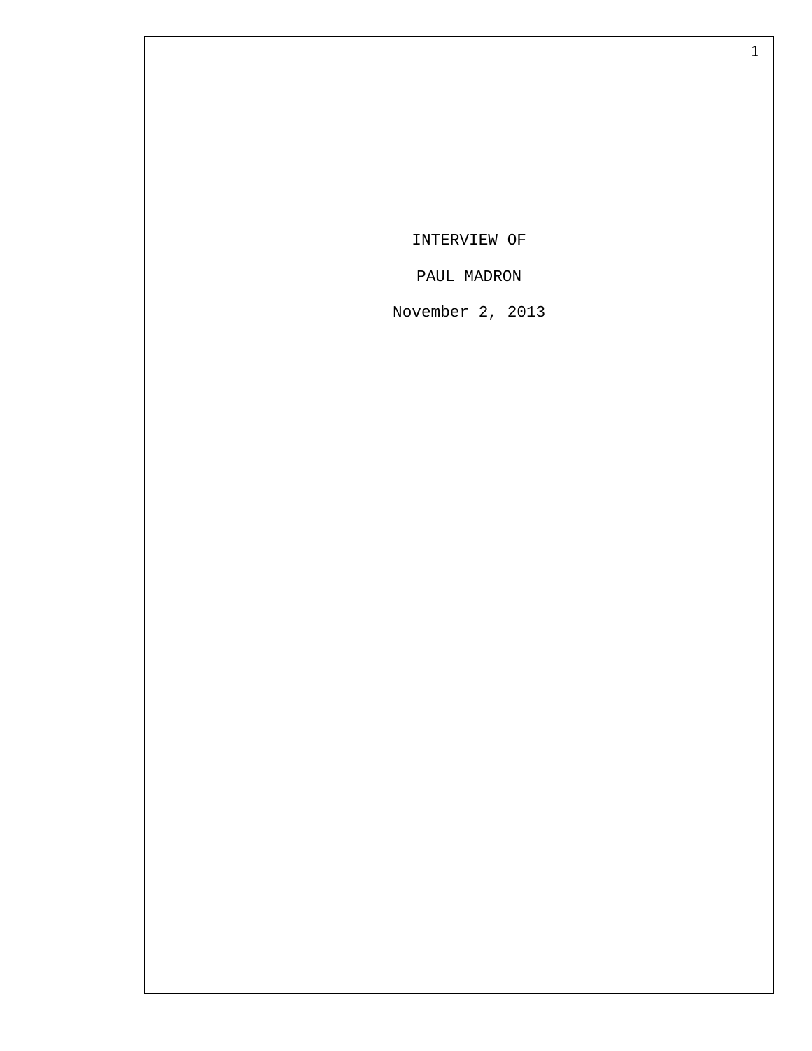INTERVIEW OF

PAUL MADRON

November 2, 2013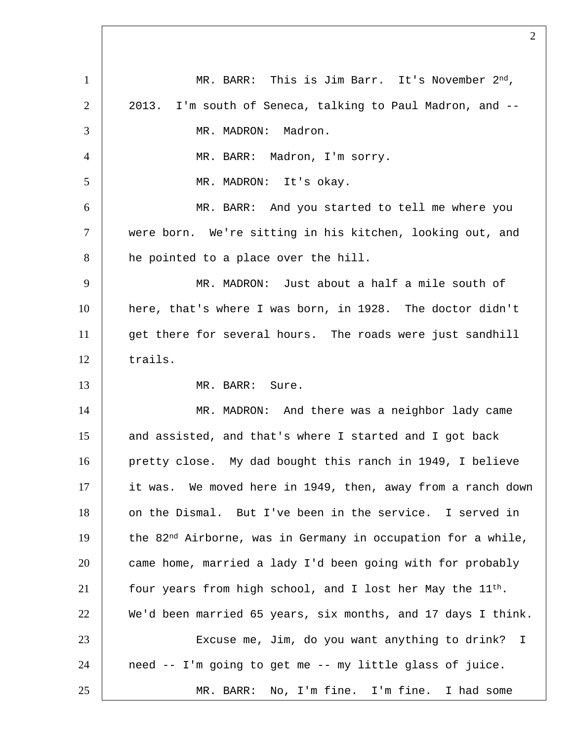MR. BARR: This is Jim Barr. It's November 2nd, 2013. I'm south of Seneca, talking to Paul Madron, and --

MR. MADRON: Madron.

MR. BARR: Madron, I'm sorry.

MR. MADRON: It's okay.

MR. BARR: And you started to tell me where you were born. We're sitting in his kitchen, looking out, and he pointed to a place over the hill.

MR. MADRON: Just about a half a mile south of here, that's where I was born, in 1928. The doctor didn't get there for several hours. The roads were just sandhill trails.

MR. BARR: Sure.

MR. MADRON: And there was a neighbor lady came and assisted, and that's where I started and I got back pretty close. My dad bought this ranch in 1949, I believe it was. We moved here in 1949, then, away from a ranch down on the Dismal. But I've been in the service. I served in the 82nd Airborne, was in Germany in occupation for a while, came home, married a lady I'd been going with for probably four years from high school, and I lost her May the 11th. We'd been married 65 years, six months, and 17 days I think.

Excuse me, Jim, do you want anything to drink? I need -- I'm going to get me -- my little glass of juice.

MR. BARR: No, I'm fine. I'm fine. I had some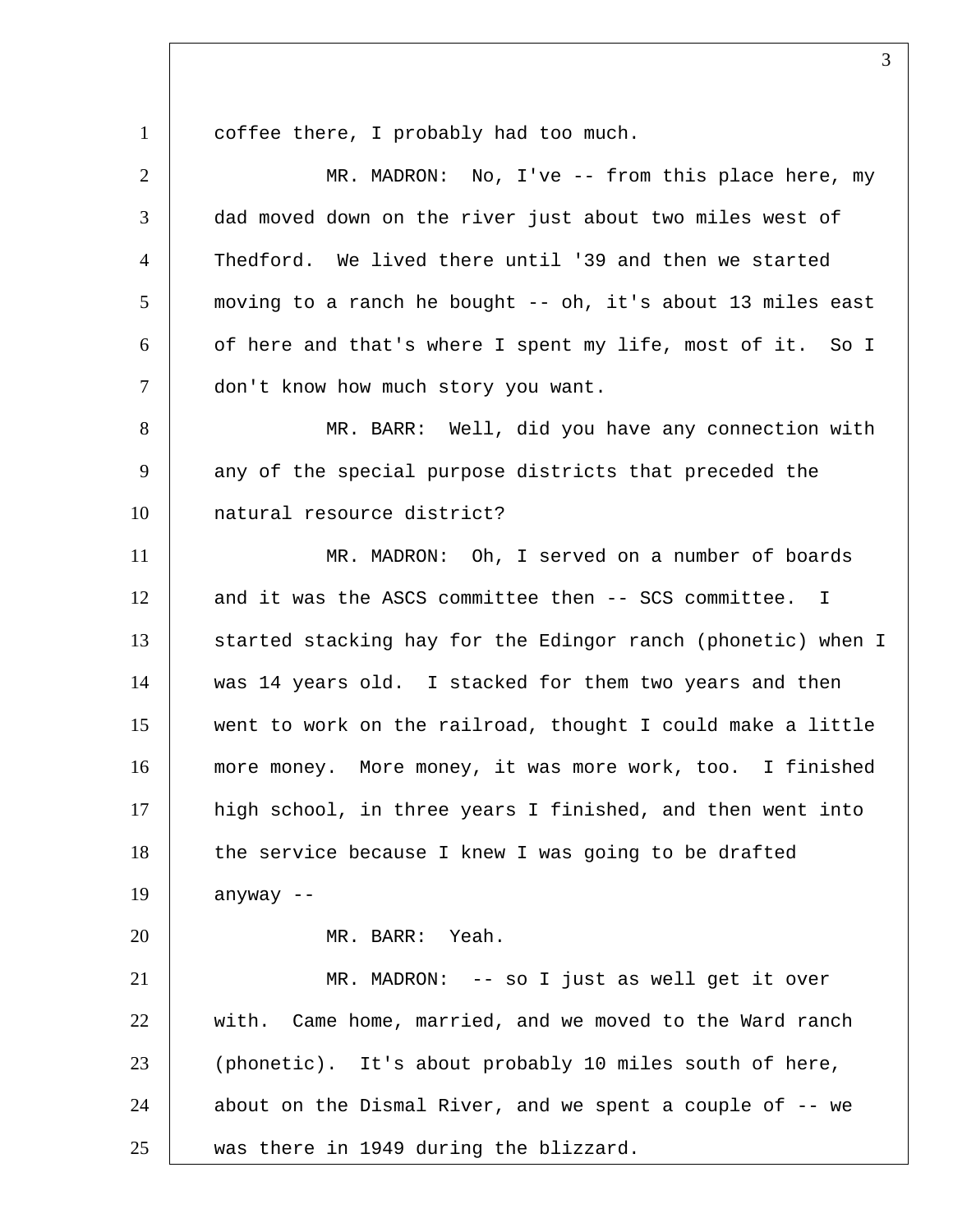coffee there, I probably had too much.

MR. MADRON: No, I've -- from this place here, my dad moved down on the river just about two miles west of Thedford. We lived there until '39 and then we started moving to a ranch he bought -- oh, it's about 13 miles east of here and that's where I spent my life, most of it. So I don't know how much story you want.

MR. BARR: Well, did you have any connection with any of the special purpose districts that preceded the natural resource district?

MR. MADRON: Oh, I served on a number of boards and it was the ASCS committee then -- SCS committee. I started stacking hay for the Edingor ranch (phonetic) when I was 14 years old. I stacked for them two years and then went to work on the railroad, thought I could make a little more money. More money, it was more work, too. I finished high school, in three years I finished, and then went into the service because I knew I was going to be drafted anyway --

MR. BARR: Yeah.

MR. MADRON: -- so I just as well get it over with. Came home, married, and we moved to the Ward ranch (phonetic). It's about probably 10 miles south of here, about on the Dismal River, and we spent a couple of -- we was there in 1949 during the blizzard.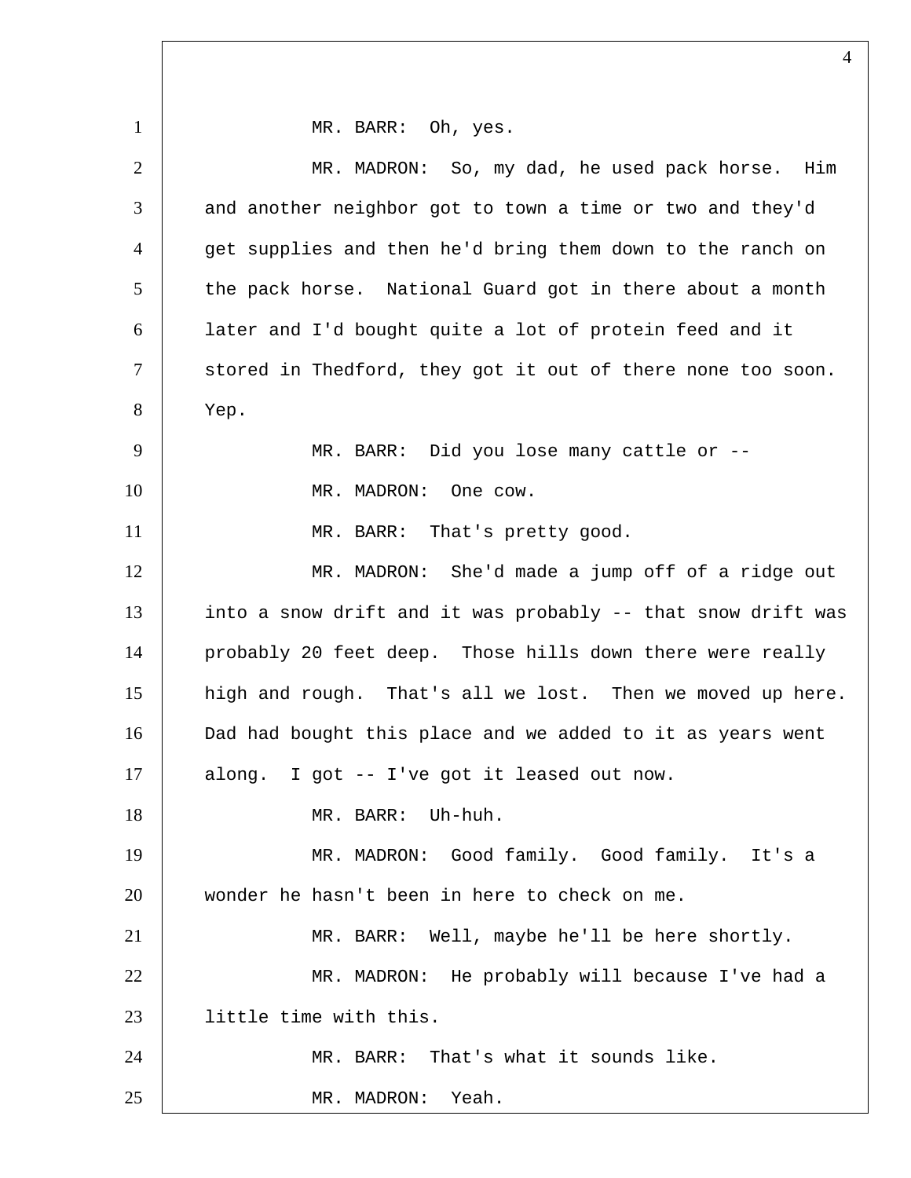MR. BARR: Oh, yes.

MR. MADRON: So, my dad, he used pack horse. Him and another neighbor got to town a time or two and they'd get supplies and then he'd bring them down to the ranch on the pack horse. National Guard got in there about a month later and I'd bought quite a lot of protein feed and it stored in Thedford, they got it out of there none too soon. Yep.

MR. BARR: Did you lose many cattle or --

MR. MADRON: One cow.

MR. BARR: That's pretty good.

MR. MADRON: She'd made a jump off of a ridge out into a snow drift and it was probably -- that snow drift was probably 20 feet deep. Those hills down there were really high and rough. That's all we lost. Then we moved up here. Dad had bought this place and we added to it as years went along. I got -- I've got it leased out now.

MR. BARR: Uh-huh.

MR. MADRON: Good family. Good family. It's a wonder he hasn't been in here to check on me.

MR. BARR: Well, maybe he'll be here shortly.

MR. MADRON: He probably will because I've had a little time with this.

MR. BARR: That's what it sounds like.

MR. MADRON: Yeah.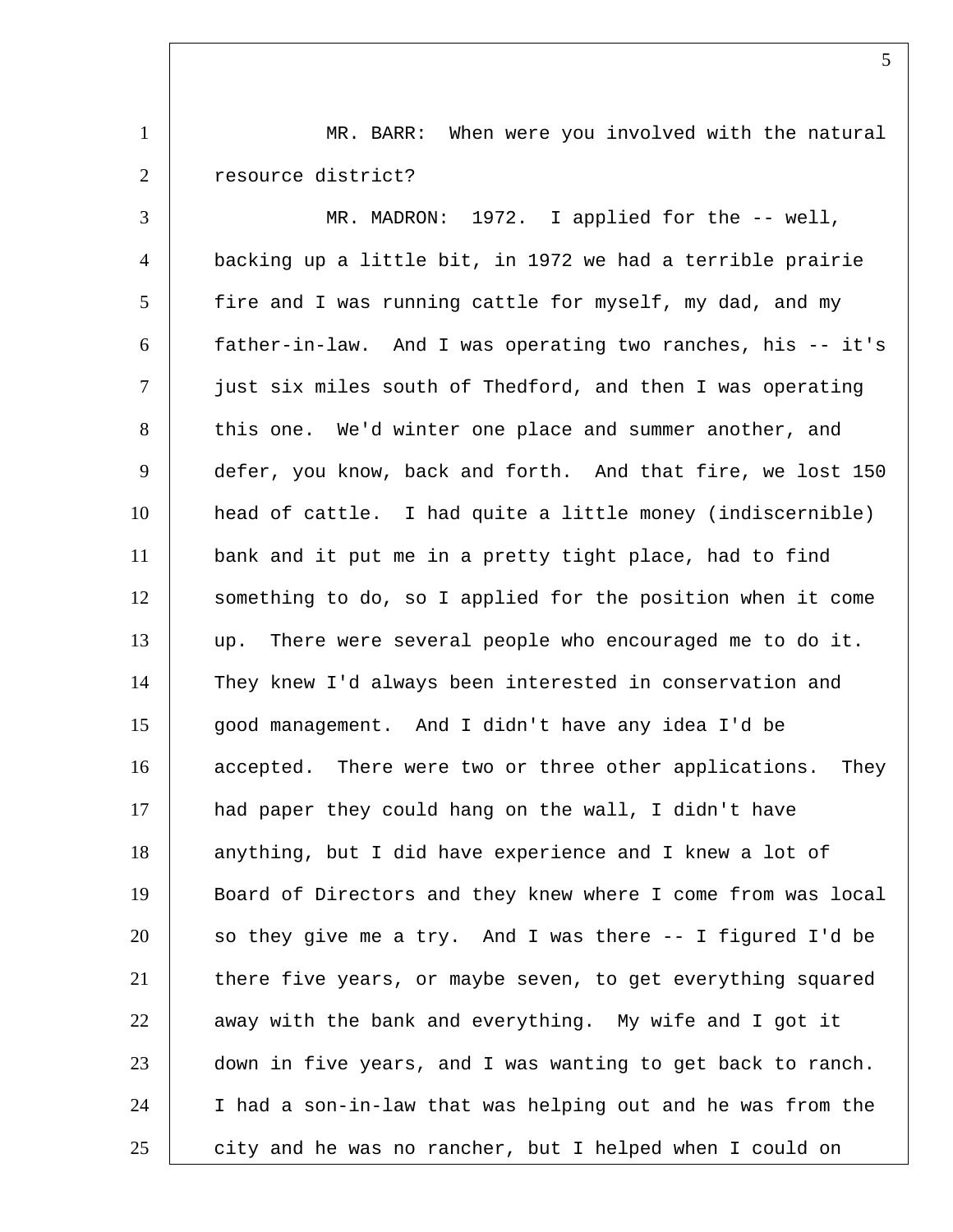MR. BARR: When were you involved with the natural resource district?

MR. MADRON: 1972. I applied for the -- well, backing up a little bit, in 1972 we had a terrible prairie fire and I was running cattle for myself, my dad, and my father-in-law. And I was operating two ranches, his -- it's just six miles south of Thedford, and then I was operating this one. We'd winter one place and summer another, and defer, you know, back and forth. And that fire, we lost 150 head of cattle. I had quite a little money (indiscernible) bank and it put me in a pretty tight place, had to find something to do, so I applied for the position when it come up. There were several people who encouraged me to do it. They knew I'd always been interested in conservation and good management. And I didn't have any idea I'd be accepted. There were two or three other applications. They had paper they could hang on the wall, I didn't have anything, but I did have experience and I knew a lot of Board of Directors and they knew where I come from was local so they give me a try. And I was there -- I figured I'd be there five years, or maybe seven, to get everything squared away with the bank and everything. My wife and I got it down in five years, and I was wanting to get back to ranch. I had a son-in-law that was helping out and he was from the city and he was no rancher, but I helped when I could on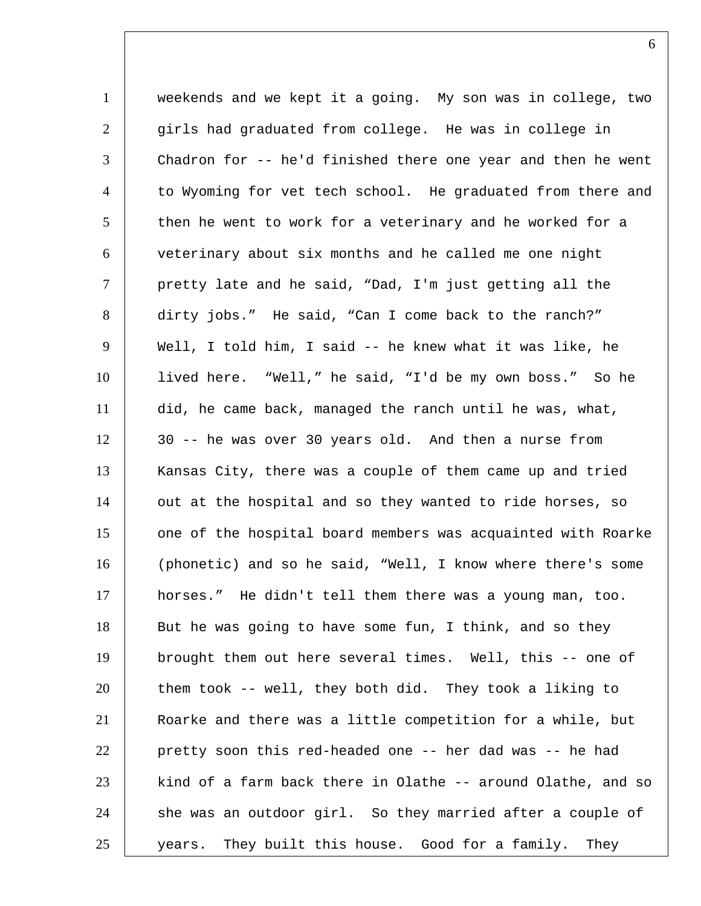weekends and we kept it a going. My son was in college, two girls had graduated from college. He was in college in Chadron for -- he'd finished there one year and then he went to Wyoming for vet tech school. He graduated from there and then he went to work for a veterinary and he worked for a veterinary about six months and he called me one night pretty late and he said, “Dad, I'm just getting all the dirty jobs.” He said, “Can I come back to the ranch?” Well, I told him, I said -- he knew what it was like, he lived here. “Well,” he said, “I'd be my own boss.” So he did, he came back, managed the ranch until he was, what, 30 -- he was over 30 years old. And then a nurse from Kansas City, there was a couple of them came up and tried out at the hospital and so they wanted to ride horses, so one of the hospital board members was acquainted with Roarke (phonetic) and so he said, “Well, I know where there's some horses.” He didn't tell them there was a young man, too. But he was going to have some fun, I think, and so they brought them out here several times. Well, this -- one of them took -- well, they both did. They took a liking to Roarke and there was a little competition for a while, but pretty soon this red-headed one -- her dad was -- he had kind of a farm back there in Olathe -- around Olathe, and so she was an outdoor girl. So they married after a couple of years. They built this house. Good for a family. They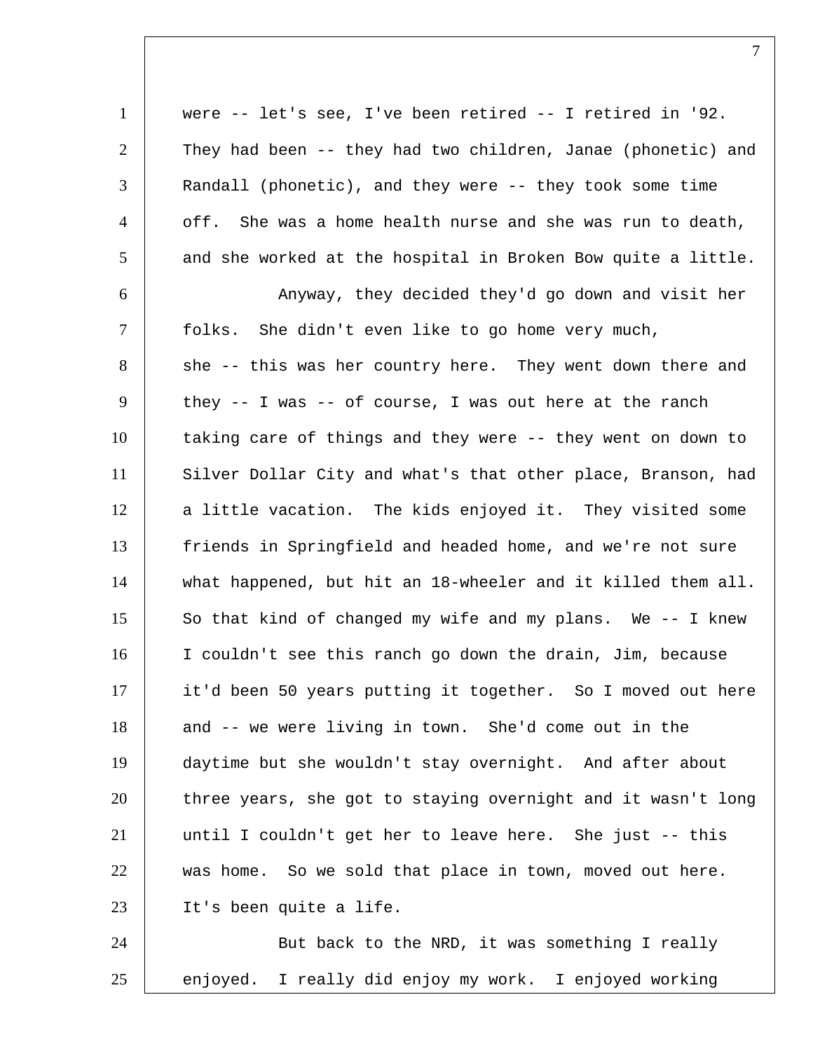were -- let's see, I've been retired -- I retired in '92. They had been -- they had two children, Janae (phonetic) and Randall (phonetic), and they were -- they took some time off. She was a home health nurse and she was run to death, and she worked at the hospital in Broken Bow quite a little.

Anyway, they decided they'd go down and visit her folks. She didn't even like to go home very much, she -- this was her country here. They went down there and they -- I was -- of course, I was out here at the ranch taking care of things and they were -- they went on down to Silver Dollar City and what's that other place, Branson, had a little vacation. The kids enjoyed it. They visited some friends in Springfield and headed home, and we're not sure what happened, but hit an 18-wheeler and it killed them all. So that kind of changed my wife and my plans. We -- I knew I couldn't see this ranch go down the drain, Jim, because it'd been 50 years putting it together. So I moved out here and -- we were living in town. She'd come out in the daytime but she wouldn't stay overnight. And after about three years, she got to staying overnight and it wasn't long until I couldn't get her to leave here. She just -- this was home. So we sold that place in town, moved out here. It's been quite a life.

But back to the NRD, it was something I really enjoyed. I really did enjoy my work. I enjoyed working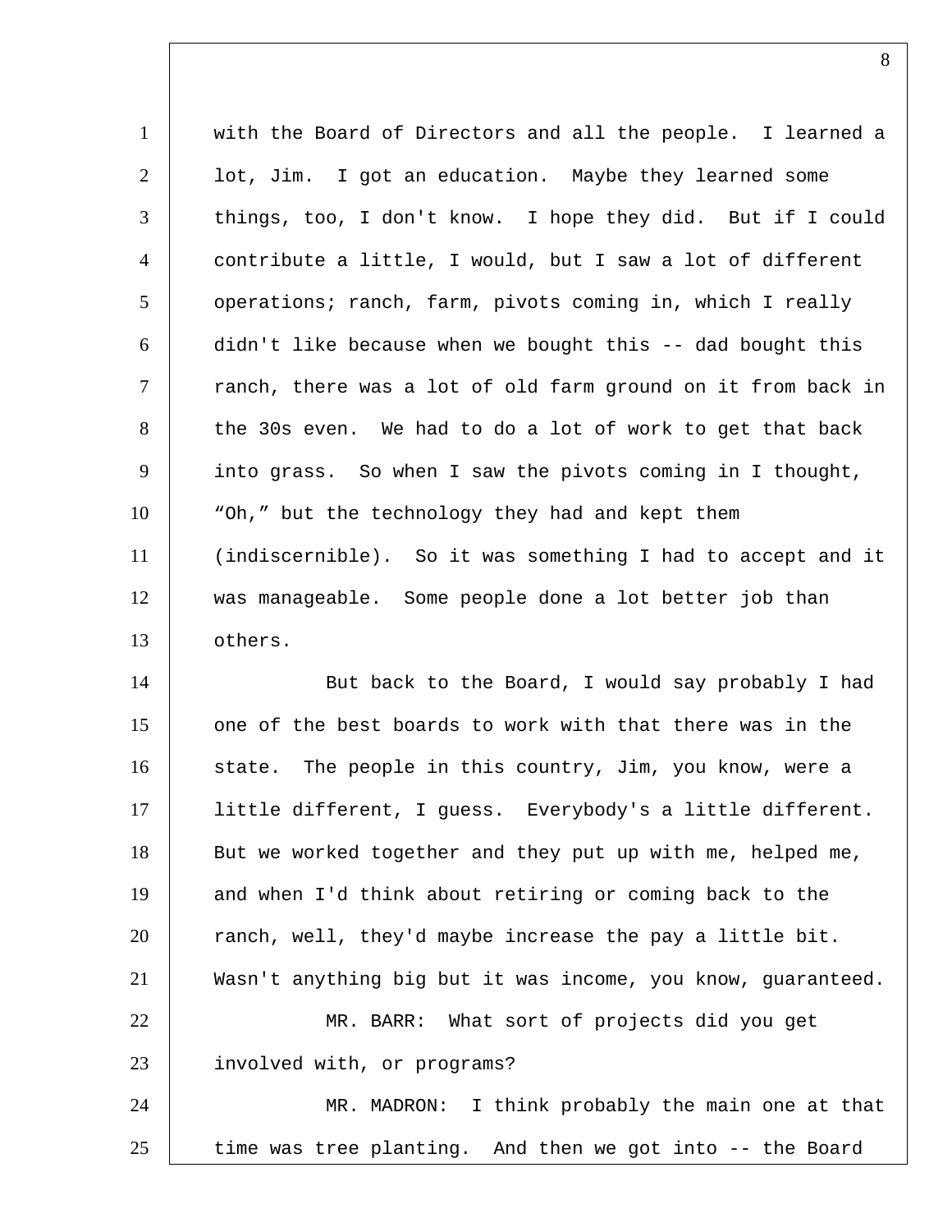with the Board of Directors and all the people. I learned a lot, Jim. I got an education. Maybe they learned some things, too, I don't know. I hope they did. But if I could contribute a little, I would, but I saw a lot of different operations; ranch, farm, pivots coming in, which I really didn't like because when we bought this -- dad bought this ranch, there was a lot of old farm ground on it from back in the 30s even. We had to do a lot of work to get that back into grass. So when I saw the pivots coming in I thought, "Oh," but the technology they had and kept them (indiscernible). So it was something I had to accept and it was manageable. Some people done a lot better job than others.

But back to the Board, I would say probably I had one of the best boards to work with that there was in the state. The people in this country, Jim, you know, were a little different, I guess. Everybody's a little different. But we worked together and they put up with me, helped me, and when I'd think about retiring or coming back to the ranch, well, they'd maybe increase the pay a little bit. Wasn't anything big but it was income, you know, guaranteed.

MR. BARR: What sort of projects did you get involved with, or programs?

MR. MADRON: I think probably the main one at that time was tree planting. And then we got into -- the Board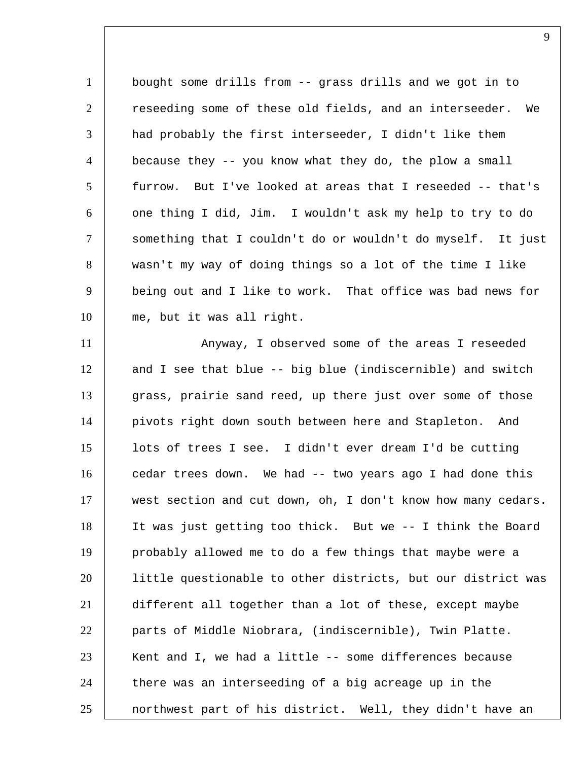bought some drills from -- grass drills and we got in to reseeding some of these old fields, and an interseeder. We had probably the first interseeder, I didn't like them because they -- you know what they do, the plow a small furrow. But I've looked at areas that I reseeded -- that's one thing I did, Jim. I wouldn't ask my help to try to do something that I couldn't do or wouldn't do myself. It just wasn't my way of doing things so a lot of the time I like being out and I like to work. That office was bad news for me, but it was all right.

Anyway, I observed some of the areas I reseeded and I see that blue -- big blue (indiscernible) and switch grass, prairie sand reed, up there just over some of those pivots right down south between here and Stapleton. And lots of trees I see. I didn't ever dream I'd be cutting cedar trees down. We had -- two years ago I had done this west section and cut down, oh, I don't know how many cedars. It was just getting too thick. But we -- I think the Board probably allowed me to do a few things that maybe were a little questionable to other districts, but our district was different all together than a lot of these, except maybe parts of Middle Niobrara, (indiscernible), Twin Platte. Kent and I, we had a little -- some differences because there was an interseeding of a big acreage up in the northwest part of his district. Well, they didn't have an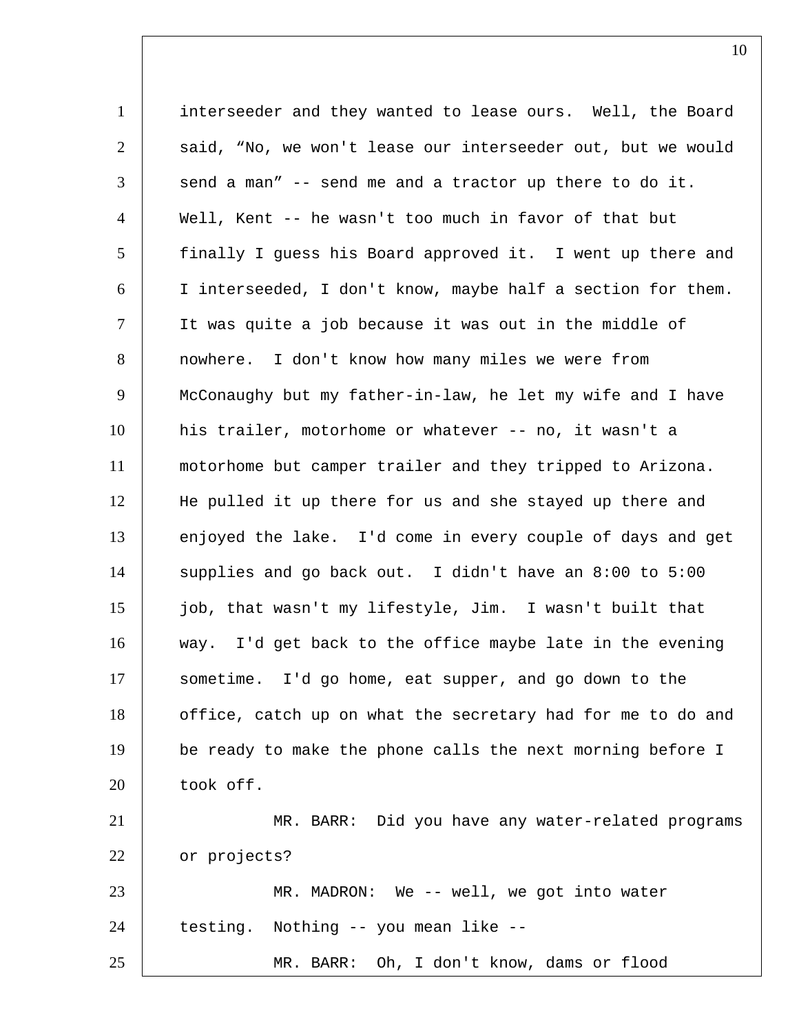interseeder and they wanted to lease ours. Well, the Board said, "No, we won't lease our interseeder out, but we would send a man" -- send me and a tractor up there to do it. Well, Kent -- he wasn't too much in favor of that but finally I guess his Board approved it. I went up there and I interseeded, I don't know, maybe half a section for them. It was quite a job because it was out in the middle of nowhere. I don't know how many miles we were from McConaughy but my father-in-law, he let my wife and I have his trailer, motorhome or whatever -- no, it wasn't a motorhome but camper trailer and they tripped to Arizona. He pulled it up there for us and she stayed up there and enjoyed the lake. I'd come in every couple of days and get supplies and go back out. I didn't have an 8:00 to 5:00 job, that wasn't my lifestyle, Jim. I wasn't built that way. I'd get back to the office maybe late in the evening sometime. I'd go home, eat supper, and go down to the office, catch up on what the secretary had for me to do and be ready to make the phone calls the next morning before I took off.

MR. BARR: Did you have any water-related programs or projects?

MR. MADRON: We -- well, we got into water testing. Nothing -- you mean like --

MR. BARR: Oh, I don't know, dams or flood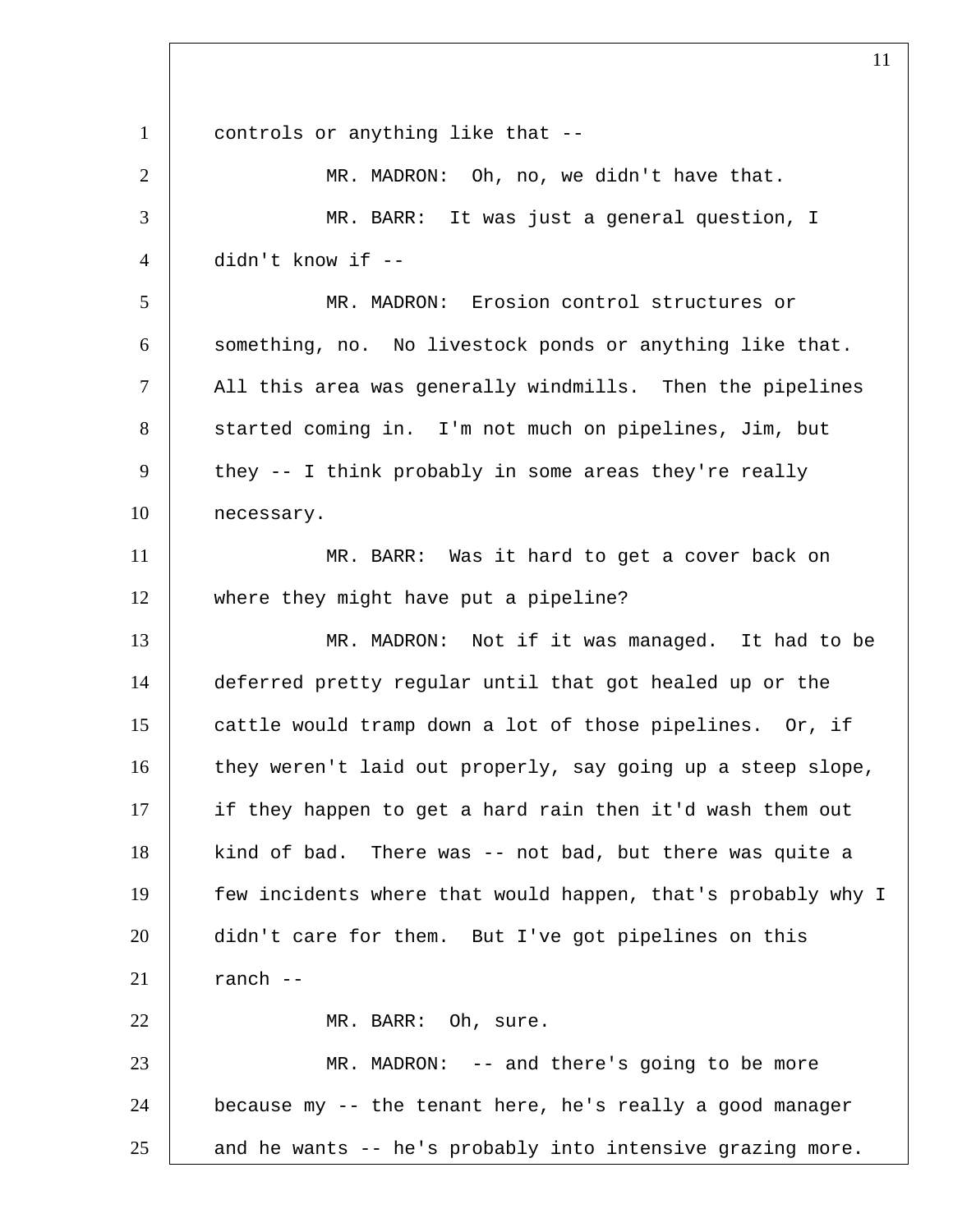controls or anything like that --

MR. MADRON: Oh, no, we didn't have that.

MR. BARR: It was just a general question, I didn't know if --

MR. MADRON: Erosion control structures or something, no. No livestock ponds or anything like that. All this area was generally windmills. Then the pipelines started coming in. I'm not much on pipelines, Jim, but they -- I think probably in some areas they're really necessary.

MR. BARR: Was it hard to get a cover back on where they might have put a pipeline?

MR. MADRON: Not if it was managed. It had to be deferred pretty regular until that got healed up or the cattle would tramp down a lot of those pipelines. Or, if they weren't laid out properly, say going up a steep slope, if they happen to get a hard rain then it'd wash them out kind of bad. There was -- not bad, but there was quite a few incidents where that would happen, that's probably why I didn't care for them. But I've got pipelines on this ranch --

MR. BARR: Oh, sure.

MR. MADRON: -- and there's going to be more because my -- the tenant here, he's really a good manager and he wants -- he's probably into intensive grazing more.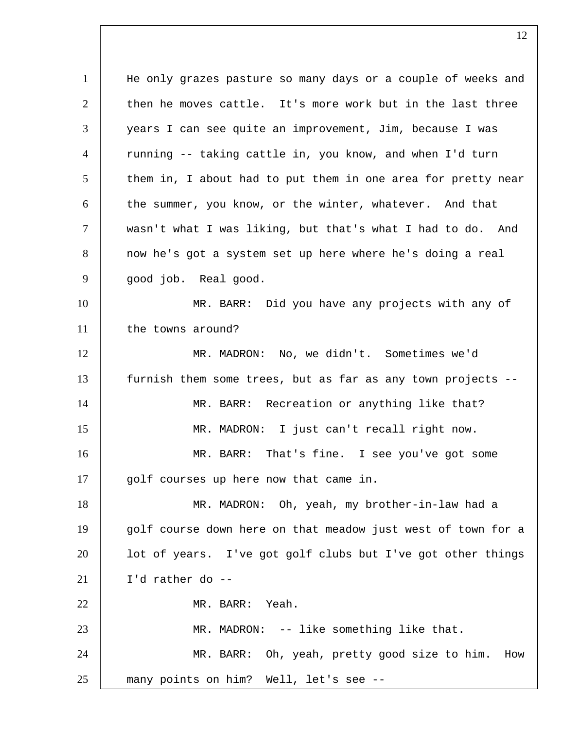He only grazes pasture so many days or a couple of weeks and then he moves cattle. It's more work but in the last three years I can see quite an improvement, Jim, because I was running -- taking cattle in, you know, and when I'd turn them in, I about had to put them in one area for pretty near the summer, you know, or the winter, whatever. And that wasn't what I was liking, but that's what I had to do. And now he's got a system set up here where he's doing a real good job. Real good.

MR. BARR: Did you have any projects with any of the towns around?

MR. MADRON: No, we didn't. Sometimes we'd furnish them some trees, but as far as any town projects --

MR. BARR: Recreation or anything like that?

MR. MADRON: I just can't recall right now.

MR. BARR: That's fine. I see you've got some golf courses up here now that came in.

MR. MADRON: Oh, yeah, my brother-in-law had a golf course down here on that meadow just west of town for a lot of years. I've got golf clubs but I've got other things I'd rather do --

MR. BARR: Yeah.

MR. MADRON: -- like something like that.

MR. BARR: Oh, yeah, pretty good size to him. How many points on him? Well, let's see --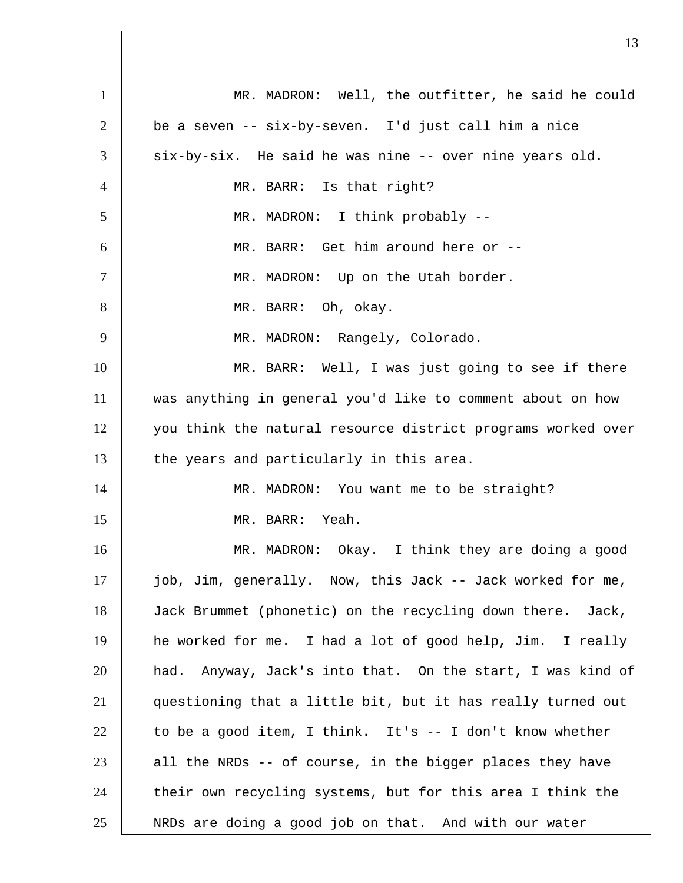MR. MADRON: Well, the outfitter, he said he could be a seven -- six-by-seven. I'd just call him a nice six-by-six. He said he was nine -- over nine years old.

MR. BARR: Is that right?

MR. MADRON: I think probably --

MR. BARR: Get him around here or --

MR. MADRON: Up on the Utah border.

MR. BARR: Oh, okay.

MR. MADRON: Rangely, Colorado.

MR. BARR: Well, I was just going to see if there was anything in general you'd like to comment about on how you think the natural resource district programs worked over the years and particularly in this area.

MR. MADRON: You want me to be straight?

MR. BARR: Yeah.

MR. MADRON: Okay. I think they are doing a good job, Jim, generally. Now, this Jack -- Jack worked for me, Jack Brummet (phonetic) on the recycling down there. Jack, he worked for me. I had a lot of good help, Jim. I really had. Anyway, Jack's into that. On the start, I was kind of questioning that a little bit, but it has really turned out to be a good item, I think. It's -- I don't know whether all the NRDs -- of course, in the bigger places they have their own recycling systems, but for this area I think the NRDs are doing a good job on that. And with our water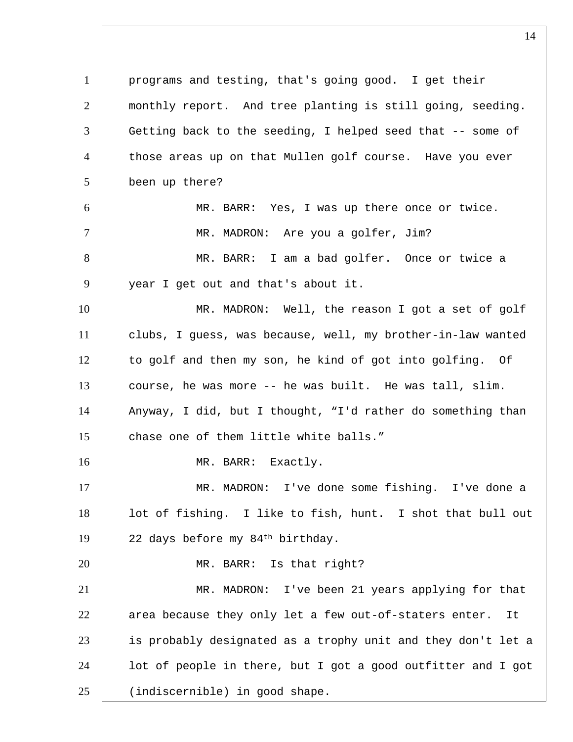programs and testing, that's going good. I get their monthly report. And tree planting is still going, seeding. Getting back to the seeding, I helped seed that -- some of those areas up on that Mullen golf course. Have you ever been up there?

MR. BARR: Yes, I was up there once or twice.

MR. MADRON: Are you a golfer, Jim?

MR. BARR: I am a bad golfer. Once or twice a year I get out and that's about it.

MR. MADRON: Well, the reason I got a set of golf clubs, I guess, was because, well, my brother-in-law wanted to golf and then my son, he kind of got into golfing. Of course, he was more -- he was built. He was tall, slim. Anyway, I did, but I thought, "I'd rather do something than chase one of them little white balls."

MR. BARR: Exactly.

MR. MADRON: I've done some fishing. I've done a lot of fishing. I like to fish, hunt. I shot that bull out 22 days before my 84th birthday.

MR. BARR: Is that right?

MR. MADRON: I've been 21 years applying for that area because they only let a few out-of-staters enter. It is probably designated as a trophy unit and they don't let a lot of people in there, but I got a good outfitter and I got (indiscernible) in good shape.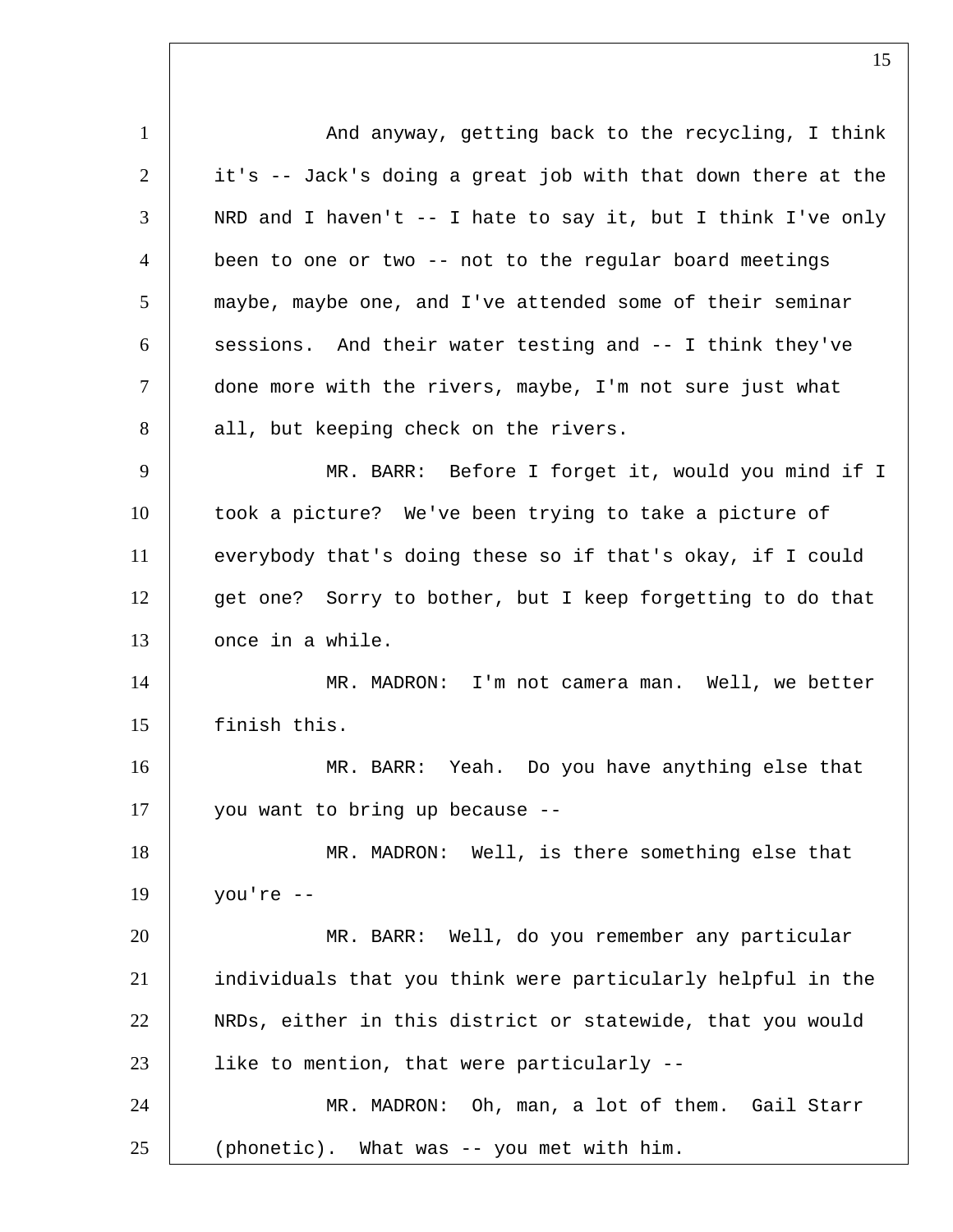And anyway, getting back to the recycling, I think it's -- Jack's doing a great job with that down there at the NRD and I haven't -- I hate to say it, but I think I've only been to one or two -- not to the regular board meetings maybe, maybe one, and I've attended some of their seminar sessions. And their water testing and -- I think they've done more with the rivers, maybe, I'm not sure just what all, but keeping check on the rivers.

MR. BARR: Before I forget it, would you mind if I took a picture? We've been trying to take a picture of everybody that's doing these so if that's okay, if I could get one? Sorry to bother, but I keep forgetting to do that once in a while.

MR. MADRON: I'm not camera man. Well, we better finish this.

MR. BARR: Yeah. Do you have anything else that you want to bring up because --

MR. MADRON: Well, is there something else that you're --

MR. BARR: Well, do you remember any particular individuals that you think were particularly helpful in the NRDs, either in this district or statewide, that you would like to mention, that were particularly --

MR. MADRON: Oh, man, a lot of them. Gail Starr (phonetic). What was -- you met with him.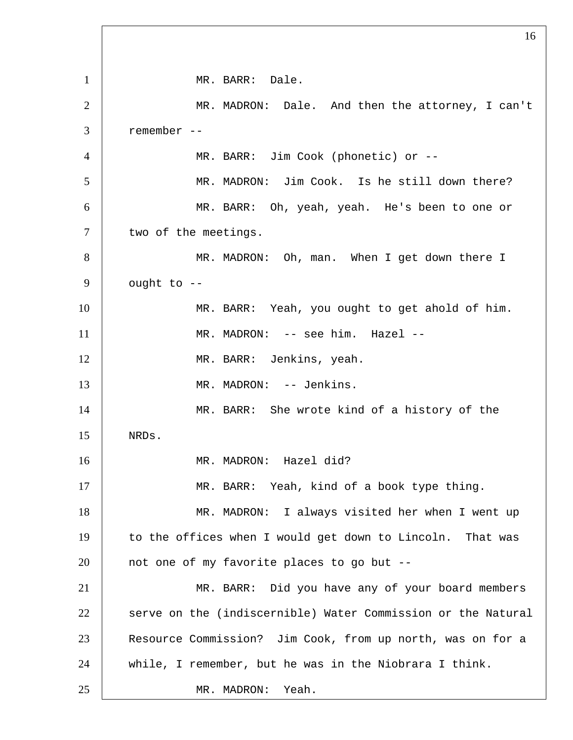MR. BARR: Dale.

MR. MADRON: Dale. And then the attorney, I can't remember --

MR. BARR: Jim Cook (phonetic) or --

MR. MADRON: Jim Cook. Is he still down there?

MR. BARR: Oh, yeah, yeah. He's been to one or two of the meetings.

MR. MADRON: Oh, man. When I get down there I ought to --

MR. BARR: Yeah, you ought to get ahold of him.

MR. MADRON: -- see him. Hazel --

MR. BARR: Jenkins, yeah.

MR. MADRON: -- Jenkins.

MR. BARR: She wrote kind of a history of the NRDs.

MR. MADRON: Hazel did?

MR. BARR: Yeah, kind of a book type thing.

MR. MADRON: I always visited her when I went up to the offices when I would get down to Lincoln. That was not one of my favorite places to go but --

MR. BARR: Did you have any of your board members serve on the (indiscernible) Water Commission or the Natural Resource Commission? Jim Cook, from up north, was on for a while, I remember, but he was in the Niobrara I think.

MR. MADRON: Yeah.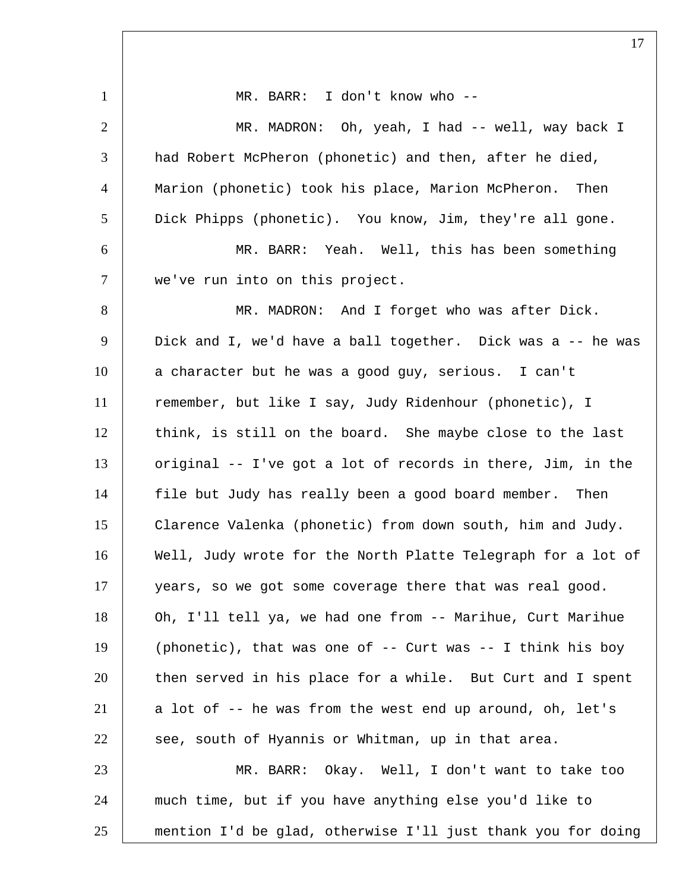MR. BARR: I don't know who --

MR. MADRON: Oh, yeah, I had -- well, way back I had Robert McPheron (phonetic) and then, after he died, Marion (phonetic) took his place, Marion McPheron. Then Dick Phipps (phonetic). You know, Jim, they're all gone.

MR. BARR: Yeah. Well, this has been something we've run into on this project.

MR. MADRON: And I forget who was after Dick. Dick and I, we'd have a ball together. Dick was a -- he was a character but he was a good guy, serious. I can't remember, but like I say, Judy Ridenhour (phonetic), I think, is still on the board. She maybe close to the last original -- I've got a lot of records in there, Jim, in the file but Judy has really been a good board member. Then Clarence Valenka (phonetic) from down south, him and Judy. Well, Judy wrote for the North Platte Telegraph for a lot of years, so we got some coverage there that was real good. Oh, I'll tell ya, we had one from -- Marihue, Curt Marihue (phonetic), that was one of -- Curt was -- I think his boy then served in his place for a while. But Curt and I spent a lot of -- he was from the west end up around, oh, let's see, south of Hyannis or Whitman, up in that area.

MR. BARR: Okay. Well, I don't want to take too much time, but if you have anything else you'd like to mention I'd be glad, otherwise I'll just thank you for doing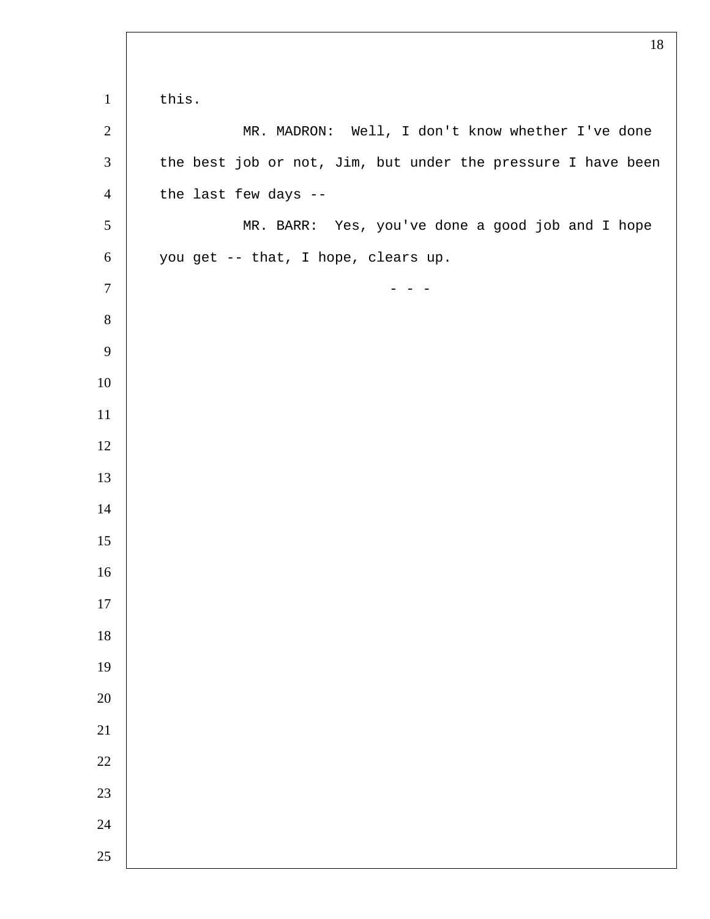this.

MR. MADRON: Well, I don't know whether I've done the best job or not, Jim, but under the pressure I have been the last few days --

MR. BARR: Yes, you've done a good job and I hope you get -- that, I hope, clears up.

- - -